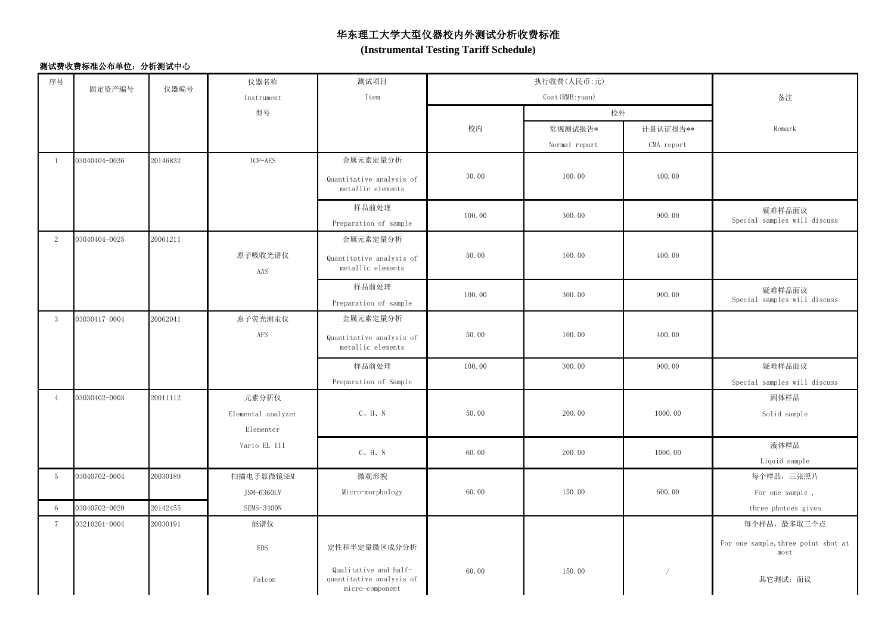# 华东理工大学大型仪器校内外测试分析收费标准

**(Instrumental Testing Tariff Schedule)**

**测试费收费标准公布单位：分析测试中心**

| 序号 | 固定资产编号 | 仪器编号 | 仪器名称 Instrument 型号 | 测试项目 Item | 执行收费(人民币:元) Cost(RMB:yuan) | | | 备注 Remark |
|---|---|---|---|---|---|---|---|---|
| | | | | | 校内 | 校外 | | |
| | | | | | | 常规测试报告* Normal report | 计量认证报告** CMA report | |
| 1 | 03040404-0036 | 20146832 | ICP-AES | 金属元素定量分析 Quantitative analysis of metallic elements | 30.00 | 100.00 | 400.00 | |
| | | | | 样品前处理 Preparation of sample | 100.00 | 300.00 | 900.00 | 疑难样品面议 Special samples will discuss |
| 2 | 03040404-0025 | 20061211 | 原子吸收光谱仪 AAS | 金属元素定量分析 Quantitative analysis of metallic elements | 50.00 | 100.00 | 400.00 | |
| | | | | 样品前处理 Preparation of sample | 100.00 | 300.00 | 900.00 | 疑难样品面议 Special samples will discuss |
| 3 | 03030417-0004 | 20062041 | 原子荧光测汞仪 AFS | 金属元素定量分析 Quantitative analysis of metallic elements | 50.00 | 100.00 | 400.00 | |
| | | | | 样品前处理 Preparation of Sample | 100.00 | 300.00 | 900.00 | 疑难样品面议 Special samples will discuss |
| 4 | 03030402-0003 | 20011112 | 元素分析仪 Elemental analyzer Elementer Vario EL III | C、H、N | 50.00 | 200.00 | 1000.00 | 固体样品 Solid sample |
| | | | | C、H、N | 60.00 | 200.00 | 1000.00 | 液体样品 Liquid sample |
| 5 | 03040702-0004 | 20030189 | 扫描电子显微镜SEM JSM-6360LV | 微观形貌 Micro-morphology | 60.00 | 150.00 | 600.00 | 每个样品，三张照片 For one sample , three photoes given |
| 6 | 03040702-0020 | 20142455 | SEMS-3400N | | | | | |
| 7 | 03210201-0004 | 20030191 | 能谱仪 EDS Falcon | 定性和半定量微区成分分析 Qualitative and half-quantitative analysis of micro-component | 60.00 | 150.00 | / | 每个样品，最多取三个点 For one sample,three point shot at most 其它测试：面议 |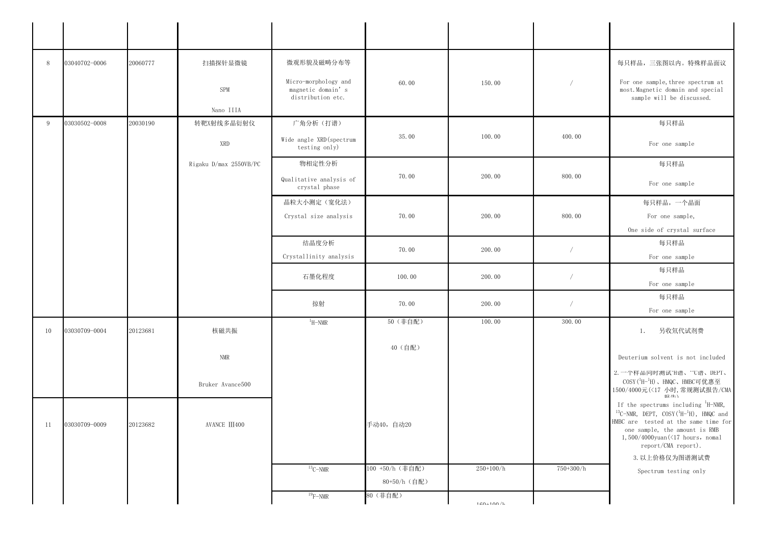| | | | | | | | | |
|---|---|---|---|---|---|---|---|---|
| | | | | | | | | |
| 8 | 03040702-0006 | 20060777 | 扫描探针显微镜<br><br>SPM<br><br>Nano IIIA | 微观形貌及磁畴分布等<br><br>Micro-morphology and magnetic domain's distribution etc. | 60.00 | 150.00 | / | 每只样品，三张图以内。特殊样品面议<br><br>For one sample, three spectrum at most. Magnetic domain and special sample will be discussed. |
| 9 | 03030502-0008 | 20030190 | 转靶X射线多晶衍射仪<br><br>XRD<br><br>Rigaku D/max 2550VB/PC | 广角分析（打谱）<br><br>Wide angle XRD (spectrum testing only) | 35.00 | 100.00 | 400.00 | 每只样品<br><br>For one sample |
| | | | | 物相定性分析<br><br>Qualitative analysis of crystal phase | 70.00 | 200.00 | 800.00 | 每只样品<br><br>For one sample |
| | | | | 晶粒大小测定（宽化法）<br><br>Crystal size analysis | 70.00 | 200.00 | 800.00 | 每只样品，一个晶面<br><br>For one sample,<br><br>One side of crystal surface |
| | | | | 结晶度分析<br><br>Crystallinity analysis | 70.00 | 200.00 | / | 每只样品<br><br>For one sample |
| | | | | 石墨化程度 | 100.00 | 200.00 | / | 每只样品<br><br>For one sample |
| | | | | 掠射 | 70.00 | 200.00 | / | 每只样品<br><br>For one sample |
| 10 | 03030709-0004 | 20123681 | 核磁共振<br><br>NMR<br><br>Bruker Avance500 | $^{1}$H-NMR | 50（非自配）<br><br>40（自配） | 100.00 | 300.00 | 1. 另收氘代试剂费<br><br>Deuterium solvent is not included<br><br>2. 一个样品同时测试$^{1}$H谱、$^{13}$C谱、DEPT、COSY($^{1}$H-$^{1}$H)、HMQC、HMBC可优惠至1500/4000元(<17 小时,常规测试报告/CMA报告)<br><br>If the spectrums including $^{1}$H-NMR, $^{13}$C-NMR, DEPT, COSY($^{1}$H-$^{1}$H), HMQC and HMBC are tested at the same time for one sample, the amount is RMB 1,500/4000yuan(<17 hours, nomal report/CMA report).<br><br>3. 以上价格仅为图谱测试费<br><br>Spectrum testing only |
| 11 | 03030709-0009 | 20123682 | AVANCE III400 | | 手动40，自动20 | | | |
| | | | | $^{13}$C-NMR | 100 +50/h（非自配）<br><br>80+50/h（自配） | 250+100/h | 750+300/h | |
| | | | | $^{19}$F-NMR | 80（非自配） | 160+100/h | | |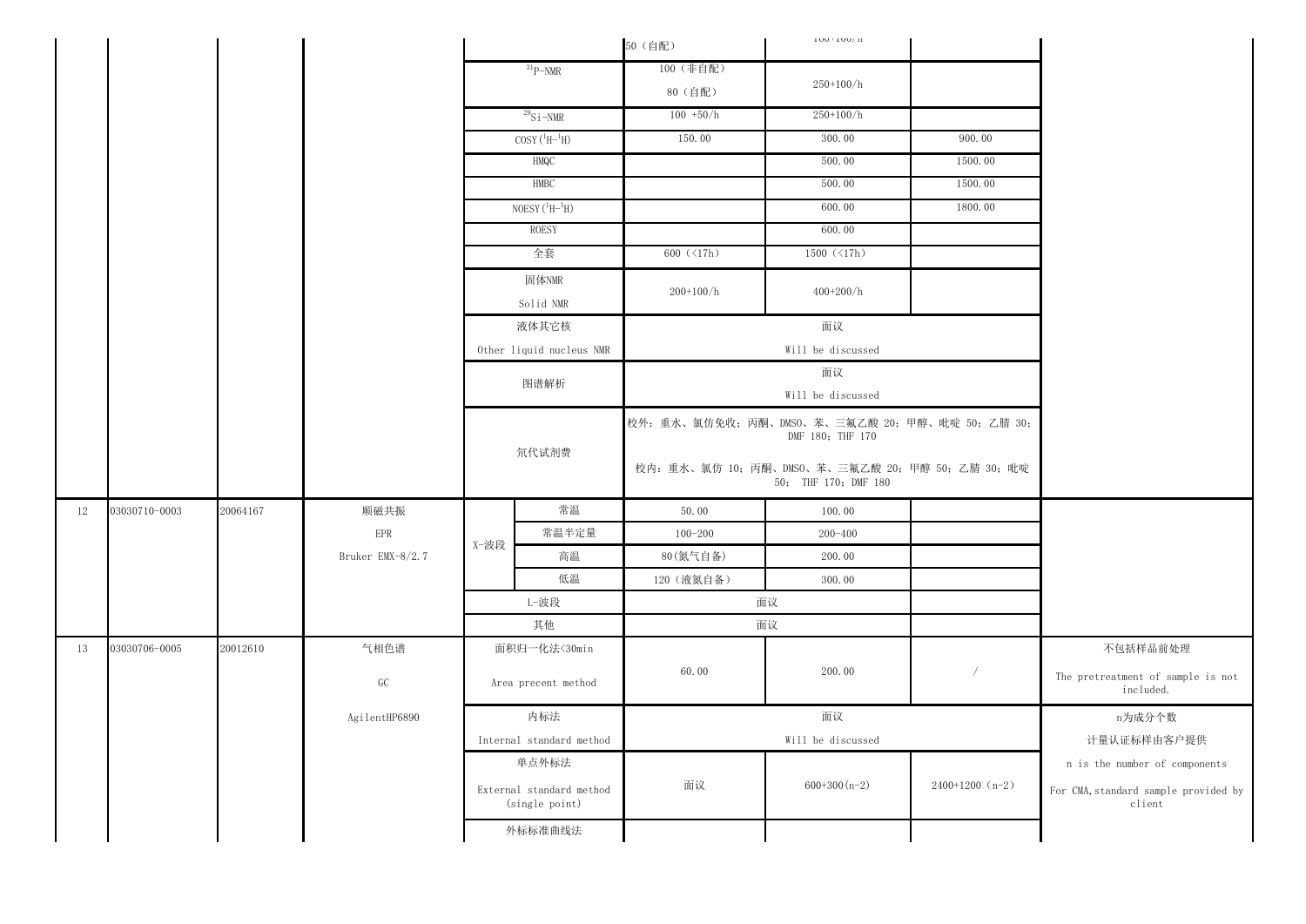| | | | | | | | | | |
|---|---|---|---|---|---|---|---|---|---|
| | | | | | | 50（自配） | 100+100/h | | |
| | | | | $^{31}$P-NMR | | 100（非自配）<br>80（自配） | 250+100/h | | |
| | | | | $^{29}$Si-NMR | | 100 +50/h | 250+100/h | | |
| | | | | COSY($^{1}$H-$^{1}$H) | | 150.00 | 300.00 | 900.00 | |
| | | | | HMQC | | | 500.00 | 1500.00 | |
| | | | | HMBC | | | 500.00 | 1500.00 | |
| | | | | NOESY($^{1}$H-$^{1}$H) | | | 600.00 | 1800.00 | |
| | | | | ROESY | | | 600.00 | | |
| | | | | 全套 | | 600（<17h） | 1500（<17h） | | |
| | | | | 固体NMR<br>Solid NMR | | 200+100/h | 400+200/h | | |
| | | | | 液体其它核<br>Other liquid nucleus NMR | | 面议<br>Will be discussed | | | |
| | | | | 图谱解析 | | 面议<br>Will be discussed | | | |
| | | | | 氘代试剂费 | | 校外：重水、氯仿免收；丙酮、DMSO、苯、三氟乙酸 20；甲醇、吡啶 50；乙腈 30；DMF 180；THF 170<br>校内：重水、氯仿 10；丙酮、DMSO、苯、三氟乙酸 20；甲醇 50；乙腈 30；吡啶 50； THF 170；DMF 180 | | | |
| 12 | 03030710-0003 | 20064167 | 顺磁共振<br>EPR<br>Bruker EMX-8/2.7 | X-波段 | 常温 | 50.00 | 100.00 | | |
| | | | | | 常温半定量 | 100-200 | 200-400 | | |
| | | | | | 高温 | 80(氮气自备) | 200.00 | | |
| | | | | | 低温 | 120（液氮自备） | 300.00 | | |
| | | | | L-波段 | | 面议 | | | |
| | | | | 其他 | | 面议 | | | |
| 13 | 03030706-0005 | 20012610 | 气相色谱<br>GC<br>AgilentHP6890 | 面积归一化法<30min<br>Area precent method | | 60.00 | 200.00 | / | 不包括样品前处理<br>The pretreatment of sample is not included. |
| | | | | 内标法<br>Internal standard method | | 面议<br>Will be discussed | | | n为成分个数<br>计量认证标样由客户提供<br>n is the number of components<br>For CMA,standard sample provided by client |
| | | | | 单点外标法<br>External standard method (single point) | | 面议 | 600+300(n-2) | 2400+1200（n-2） | |
| | | | | 外标标准曲线法 | | | | | |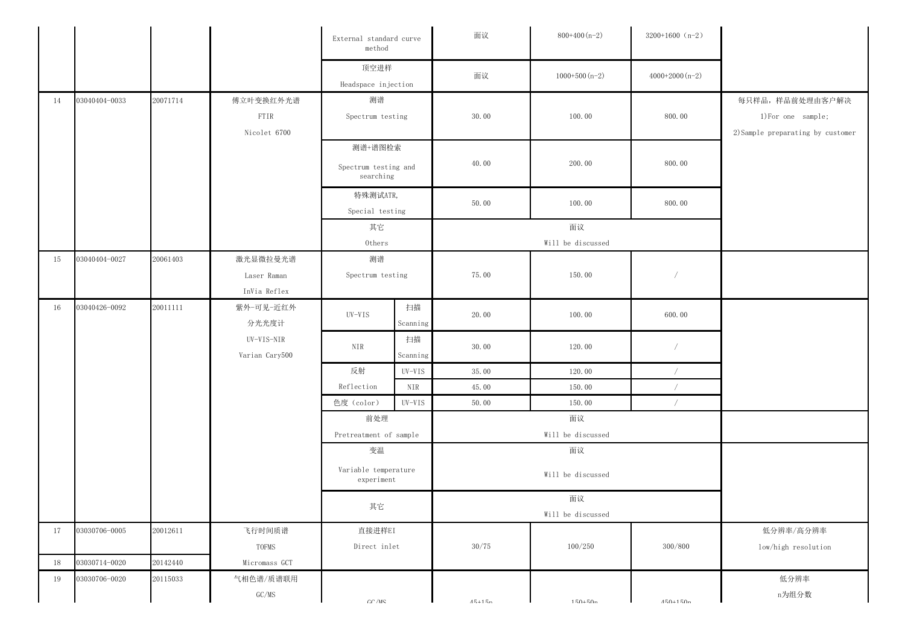| | | | | | | | | |
|---|---|---|---|---|---|---|---|---|
| | | | | External standard curve method | | 面议 | 800+400(n-2) | 3200+1600（n-2） | |
| | | | | 顶空进样 Headspace injection | | 面议 | 1000+500(n-2) | 4000+2000(n-2) | |
| 14 | 03040404-0033 | 20071714 | 傅立叶变换红外光谱 FTIR Nicolet 6700 | 测谱 Spectrum testing | | 30.00 | 100.00 | 800.00 | 每只样品，样品前处理由客户解决 1)For one sample; 2)Sample preparating by customer |
| | | | | 测谱+谱图检索 Spectrum testing and searching | | 40.00 | 200.00 | 800.00 | |
| | | | | 特殊测试ATR, Special testing | | 50.00 | 100.00 | 800.00 | |
| | | | | 其它 Others | | 面议 Will be discussed | | | |
| 15 | 03040404-0027 | 20061403 | 激光显微拉曼光谱 Laser Raman InVia Reflex | 测谱 Spectrum testing | | 75.00 | 150.00 | / | |
| 16 | 03040426-0092 | 20011111 | 紫外-可见-近红外分光光度计 UV-VIS-NIR Varian Cary500 | UV-VIS | 扫描 Scanning | 20.00 | 100.00 | 600.00 | |
| | | | | NIR | 扫描 Scanning | 30.00 | 120.00 | / | |
| | | | | 反射 Reflection | UV-VIS | 35.00 | 120.00 | / | |
| | | | | | NIR | 45.00 | 150.00 | / | |
| | | | | 色度（color） | UV-VIS | 50.00 | 150.00 | / | |
| | | | | 前处理 Pretreatment of sample | | 面议 Will be discussed | | | |
| | | | | 变温 Variable temperature experiment | | 面议 Will be discussed | | | |
| | | | | 其它 | | 面议 Will be discussed | | | |
| 17 | 03030706-0005 | 20012611 | 飞行时间质谱 TOFMS Micromass GCT | 直接进样EI Direct inlet | | 30/75 | 100/250 | 300/800 | 低分辨率/高分辨率 low/high resolution |
| 18 | 03030714-0020 | 20142440 | | | | | | | |
| 19 | 03030706-0020 | 20115033 | 气相色谱/质谱联用 GC/MS | GC/MS | | 45+15n | 150+50n | 450+150n | 低分辨率 n为组分数 |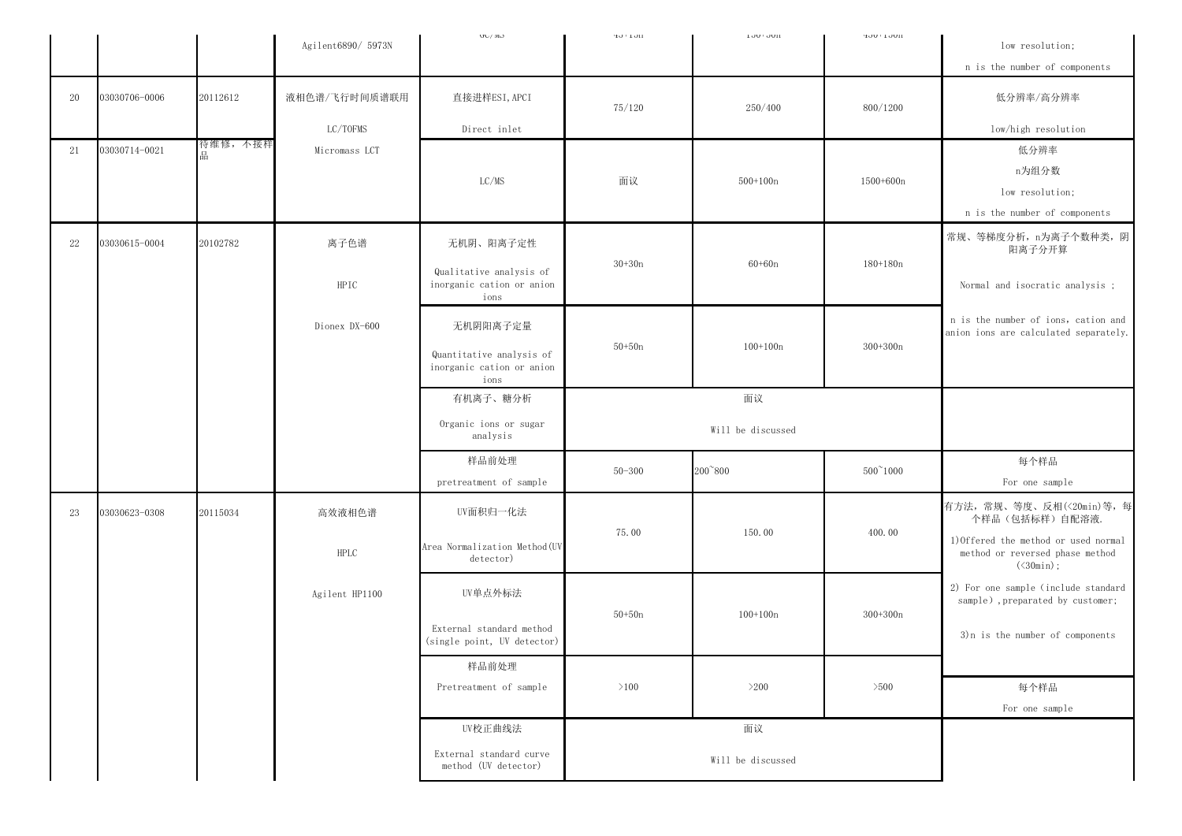| | | | | | | | | |
|---|---|---|---|---|---|---|---|---|
| | | | Agilent6890/ 5973N | GC/MS | 45+15n | 150+50n | 450+150n | low resolution;<br>n is the number of components |
| 20 | 03030706-0006 | 20112612 | 液相色谱/飞行时间质谱联用<br>LC/TOFMS | 直接进样ESI,APCI<br>Direct inlet | 75/120 | 250/400 | 800/1200 | 低分辨率/高分辨率<br>low/high resolution |
| 21 | 03030714-0021 | 待维修，不接样品 | Micromass LCT | LC/MS | 面议 | 500+100n | 1500+600n | 低分辨率<br>n为组分数<br>low resolution;<br>n is the number of components |
| 22 | 03030615-0004 | 20102782 | 离子色谱<br>HPIC<br>Dionex DX-600 | 无机阴、阳离子定性<br>Qualitative analysis of inorganic cation or anion ions | 30+30n | 60+60n | 180+180n | 常规、等梯度分析，n为离子个数种类，阴阳离子分开算<br>Normal and isocratic analysis ;<br>n is the number of ions，cation and anion ions are calculated separately. |
| | | | | 无机阴阳离子定量<br>Quantitative analysis of inorganic cation or anion ions | 50+50n | 100+100n | 300+300n | |
| | | | | 有机离子、糖分析<br>Organic ions or sugar analysis | 面议<br>Will be discussed | | | |
| | | | | 样品前处理<br>pretreatment of sample | 50-300 | 200~800 | 500~1000 | 每个样品<br>For one sample |
| 23 | 03030623-0308 | 20115034 | 高效液相色谱<br>HPLC<br>Agilent HP1100 | UV面积归一化法<br>Area Normalization Method(UV detector) | 75.00 | 150.00 | 400.00 | 有方法，常规、等度、反相(<20min)等，每个样品（包括标样）自配溶液.<br>1)Offered the method or used normal method or reversed phase method (<30min);<br>2) For one sample (include standard sample),preparated by customer;<br>3)n is the number of components |
| | | | | UV单点外标法<br>External standard method (single point, UV detector) | 50+50n | 100+100n | 300+300n | |
| | | | | 样品前处理<br>Pretreatment of sample | >100 | >200 | >500 | 每个样品<br>For one sample |
| | | | | UV校正曲线法<br>External standard curve method (UV detector) | 面议<br>Will be discussed | | | |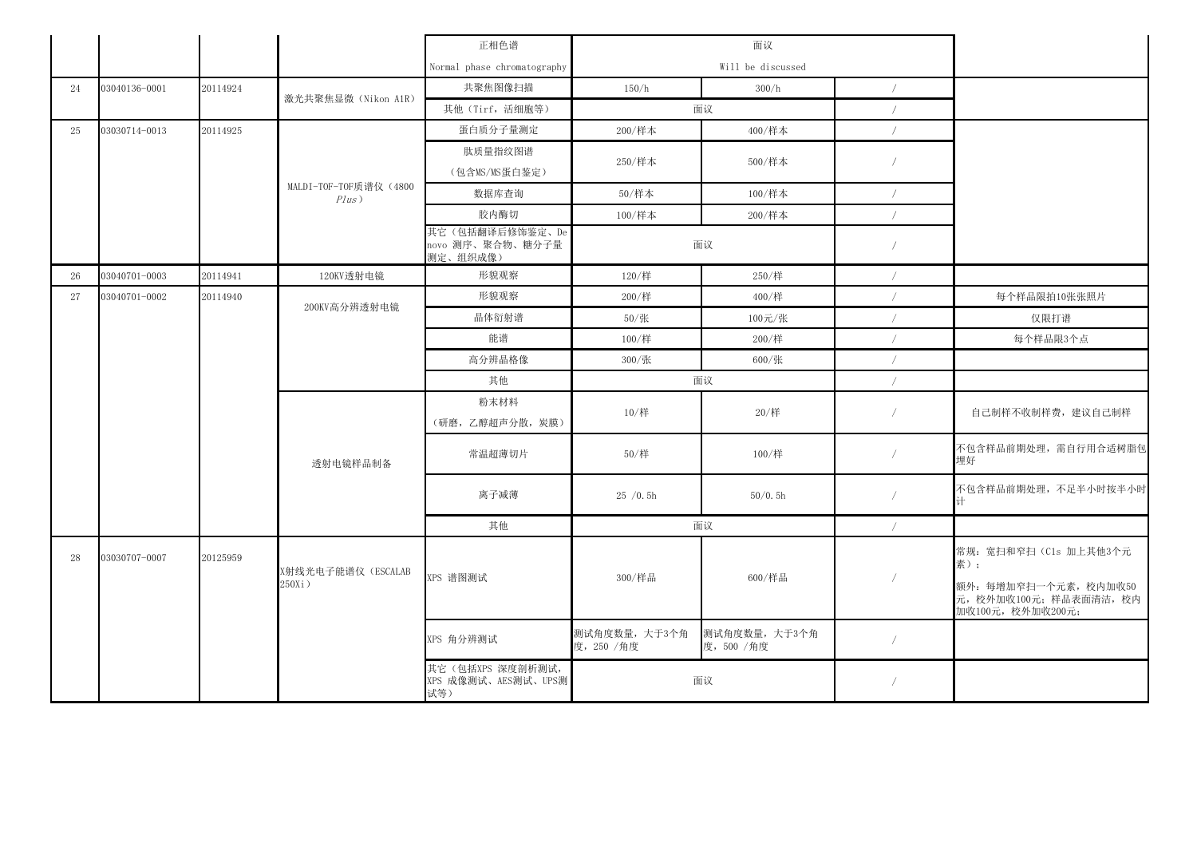| | | | | | | | | |
|---|---|---|---|---|---|---|---|---|
| | | | | 正相色谱<br>Normal phase chromatography | 面议<br>Will be discussed | | | |
| 24 | 03040136-0001 | 20114924 | 激光共聚焦显微（Nikon A1R） | 共聚焦图像扫描 | 150/h | 300/h | / | |
| | | | | 其他（Tirf，活细胞等） | 面议 | | / | |
| 25 | 03030714-0013 | 20114925 | MALDI-TOF-TOF质谱仪（4800 *Plus*） | 蛋白质分子量测定 | 200/样本 | 400/样本 | / | |
| | | | | 肽质量指纹图谱<br>（包含MS/MS蛋白鉴定） | 250/样本 | 500/样本 | / | |
| | | | | 数据库查询 | 50/样本 | 100/样本 | / | |
| | | | | 胶内酶切 | 100/样本 | 200/样本 | / | |
| | | | | 其它（包括翻译后修饰鉴定、De novo 测序、聚合物、糖分子量测定、组织成像） | 面议 | | / | |
| 26 | 03040701-0003 | 20114941 | 120KV透射电镜 | 形貌观察 | 120/样 | 250/样 | / | |
| 27 | 03040701-0002 | 20114940 | 200KV高分辨透射电镜 | 形貌观察 | 200/样 | 400/样 | / | 每个样品限拍10张张照片 |
| | | | | 晶体衍射谱 | 50/张 | 100元/张 | / | 仅限打谱 |
| | | | | 能谱 | 100/样 | 200/样 | / | 每个样品限3个点 |
| | | | | 高分辨晶格像 | 300/张 | 600/张 | / | |
| | | | | 其他 | 面议 | | / | |
| | | | 透射电镜样品制备 | 粉末材料<br>（研磨，乙醇超声分散，炭膜） | 10/样 | 20/样 | / | 自己制样不收制样费，建议自己制样 |
| | | | | 常温超薄切片 | 50/样 | 100/样 | / | 不包含样品前期处理，需自行用合适树脂包埋好 |
| | | | | 离子减薄 | 25 /0.5h | 50/0.5h | / | 不包含样品前期处理，不足半小时按半小时计 |
| | | | | 其他 | 面议 | | / | |
| 28 | 03030707-0007 | 20125959 | X射线光电子能谱仪（ESCALAB 250Xi） | XPS 谱图测试 | 300/样品 | 600/样品 | / | 常规：宽扫和窄扫（C1s 加上其他3个元素）；<br>额外：每增加窄扫一个元素，校内加收50元，校外加收100元；样品表面清洁，校内加收100元，校外加收200元； |
| | | | | XPS 角分辨测试 | 测试角度数量，大于3个角度，250 /角度 | 测试角度数量，大于3个角度，500 /角度 | / | |
| | | | | 其它（包括XPS 深度剖析测试，XPS 成像测试、AES测试、UPS测试等） | 面议 | | / | |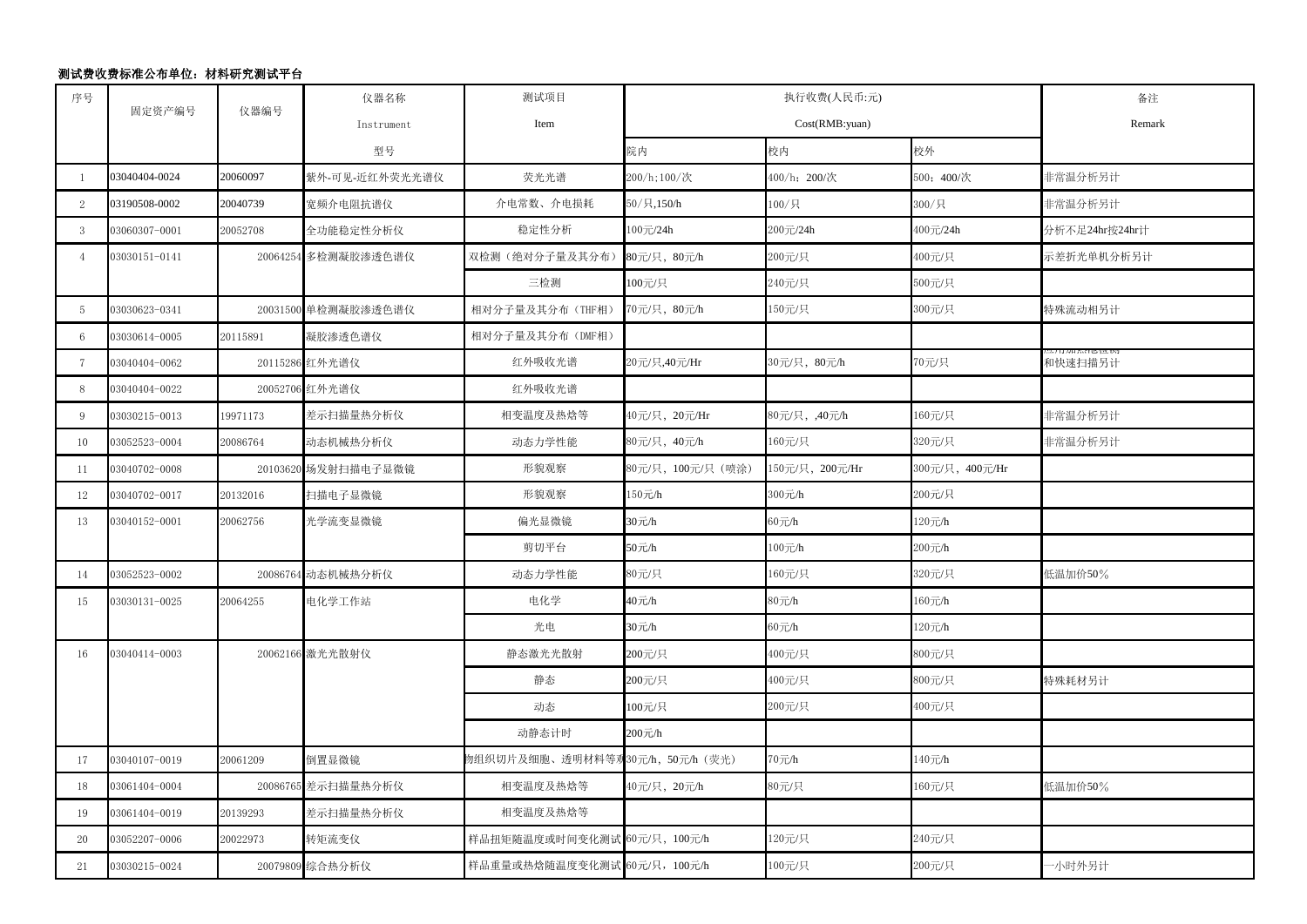**测试费收费标准公布单位：材料研究测试平台**

| 序号 | 固定资产编号 | 仪器编号 | 仪器名称 Instrument 型号 | 测试项目 Item | 执行收费(人民币:元) Cost(RMB:yuan) | | | 备注 Remark |
|---|---|---|---|---|---|---|---|---|
| | | | | | 院内 | 校内 | 校外 | |
| 1 | 03040404-0024 | 20060097 | 紫外-可见-近红外荧光光谱仪 | 荧光光谱 | 200/h;100/次 | 400/h；200/次 | 500；400/次 | 非常温分析另计 |
| 2 | 03190508-0002 | 20040739 | 宽频介电阻抗谱仪 | 介电常数、介电损耗 | 50/只,150/h | 100/只 | 300/只 | 非常温分析另计 |
| 3 | 03060307-0001 | 20052708 | 全功能稳定性分析仪 | 稳定性分析 | 100元/24h | 200元/24h | 400元/24h | 分析不足24hr按24hr计 |
| 4 | 03030151-0141 | 20064254 | 多检测凝胶渗透色谱仪 | 双检测（绝对分子量及其分布） | 80元/只，80元/h | 200元/只 | 400元/只 | 示差折光单机分析另计 |
| | | | | 三检测 | 100元/只 | 240元/只 | 500元/只 | |
| 5 | 03030623-0341 | 20031500 | 单检测凝胶渗透色谱仪 | 相对分子量及其分布（THF相） | 70元/只，80元/h | 150元/只 | 300元/只 | 特殊流动相另计 |
| 6 | 03030614-0005 | 20115891 | 凝胶渗透色谱仪 | 相对分子量及其分布（DMF相） | | | | |
| 7 | 03040404-0062 | 20115286 | 红外光谱仪 | 红外吸收光谱 | 20元/只,40元/Hr | 30元/只，80元/h | 70元/只 | 和快速扫描另计 |
| 8 | 03040404-0022 | 20052706 | 红外光谱仪 | 红外吸收光谱 | | | | |
| 9 | 03030215-0013 | 19971173 | 差示扫描量热分析仪 | 相变温度及热焓等 | 40元/只，20元/Hr | 80元/只，,40元/h | 160元/只 | 非常温分析另计 |
| 10 | 03052523-0004 | 20086764 | 动态机械热分析仪 | 动态力学性能 | 80元/只，40元/h | 160元/只 | 320元/只 | 非常温分析另计 |
| 11 | 03040702-0008 | 20103620 | 场发射扫描电子显微镜 | 形貌观察 | 80元/只，100元/只（喷涂） | 150元/只，200元/Hr | 300元/只，400元/Hr | |
| 12 | 03040702-0017 | 20132016 | 扫描电子显微镜 | 形貌观察 | 150元/h | 300元/h | 200元/只 | |
| 13 | 03040152-0001 | 20062756 | 光学流变显微镜 | 偏光显微镜 | 30元/h | 60元/h | 120元/h | |
| | | | | 剪切平台 | 50元/h | 100元/h | 200元/h | |
| 14 | 03052523-0002 | 20086764 | 动态机械热分析仪 | 动态力学性能 | 80元/只 | 160元/只 | 320元/只 | 低温加价50% |
| 15 | 03030131-0025 | 20064255 | 电化学工作站 | 电化学 | 40元/h | 80元/h | 160元/h | |
| | | | | 光电 | 30元/h | 60元/h | 120元/h | |
| 16 | 03040414-0003 | 20062166 | 激光光散射仪 | 静态激光光散射 | 200元/只 | 400元/只 | 800元/只 | |
| | | | | 静态 | 200元/只 | 400元/只 | 800元/只 | 特殊耗材另计 |
| | | | | 动态 | 100元/只 | 200元/只 | 400元/只 | |
| | | | | 动静态计时 | 200元/h | | | |
| 17 | 03040107-0019 | 20061209 | 倒置显微镜 | 物组织切片及细胞、透明材料等观 | 30元/h，50元/h（荧光） | 70元/h | 140元/h | |
| 18 | 03061404-0004 | 20086765 | 差示扫描量热分析仪 | 相变温度及热焓等 | 40元/只，20元/h | 80元/只 | 160元/只 | 低温加价50% |
| 19 | 03061404-0019 | 20139293 | 差示扫描量热分析仪 | 相变温度及热焓等 | | | | |
| 20 | 03052207-0006 | 20022973 | 转矩流变仪 | 样品扭矩随温度或时间变化测试 | 60元/只，100元/h | 120元/只 | 240元/只 | |
| 21 | 03030215-0024 | 20079809 | 综合热分析仪 | 样品重量或热焓随温度变化测试 | 60元/只，100元/h | 100元/只 | 200元/只 | 一小时外另计 |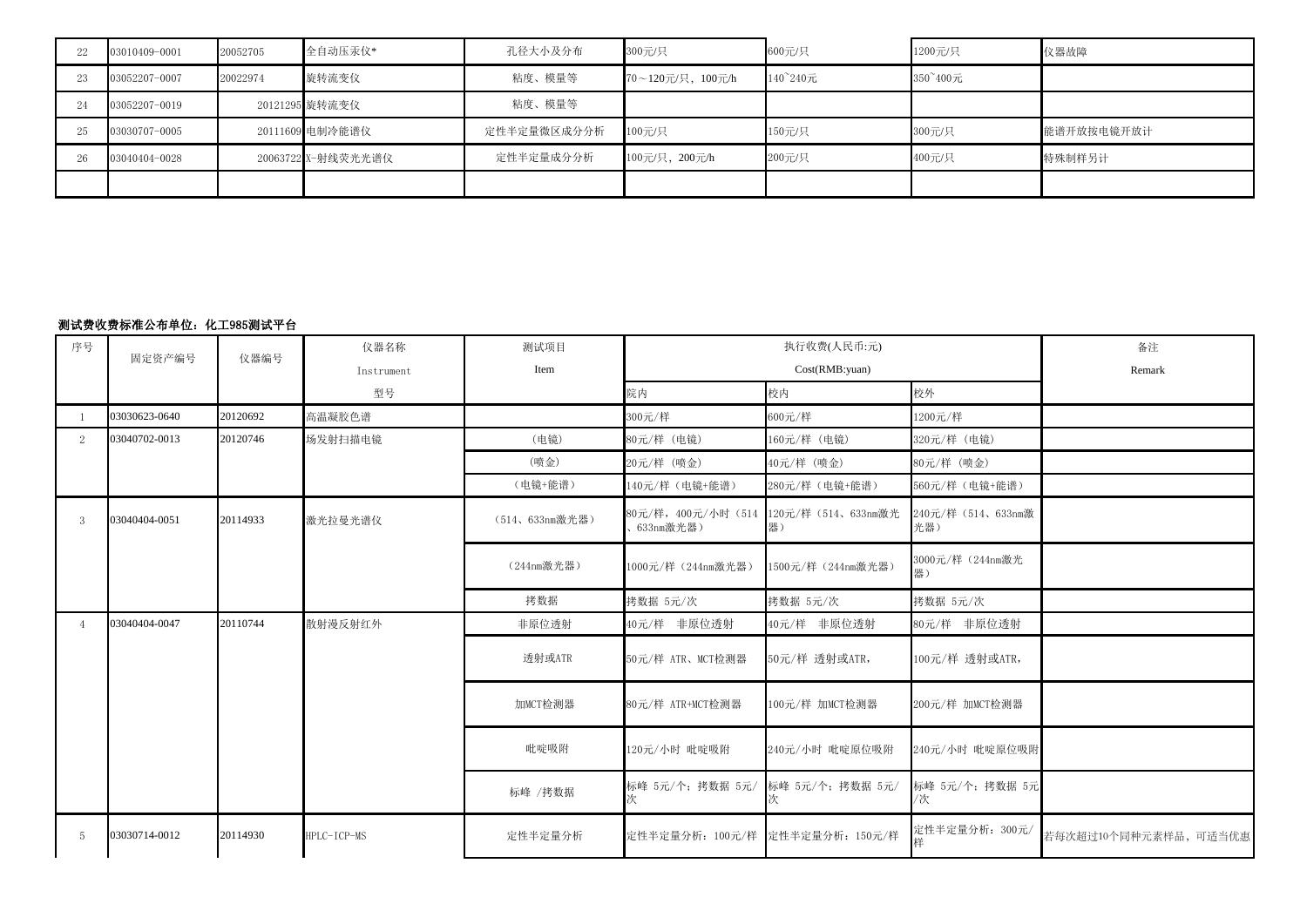| | | | | | | | | |
|---|---|---|---|---|---|---|---|---|
| 22 | 03010409-0001 | 20052705 | 全自动压汞仪* | 孔径大小及分布 | 300元/只 | 600元/只 | 1200元/只 | 仪器故障 |
| 23 | 03052207-0007 | 20022974 | 旋转流变仪 | 粘度、模量等 | 70～120元/只，100元/h | 140~240元 | 350~400元 | |
| 24 | 03052207-0019 | 20121295 | 旋转流变仪 | 粘度、模量等 | | | | |
| 25 | 03030707-0005 | 20111609 | 电制冷能谱仪 | 定性半定量微区成分分析 | 100元/只 | 150元/只 | 300元/只 | 能谱开放按电镜开放计 |
| 26 | 03040404-0028 | 20063722 | X-射线荧光光谱仪 | 定性半定量成分分析 | 100元/只，200元/h | 200元/只 | 400元/只 | 特殊制样另计 |
| | | | | | | | | |

**测试费收费标准公布单位：化工985测试平台**

| 序号 | 固定资产编号 | 仪器编号 | 仪器名称 Instrument 型号 | 测试项目 Item | 执行收费(人民币:元) Cost(RMB:yuan) | | | 备注 Remark |
|---|---|---|---|---|---|---|---|---|
| | | | | | 院内 | 校内 | 校外 | |
| 1 | 03030623-0640 | 20120692 | 高温凝胶色谱 | | 300元/样 | 600元/样 | 1200元/样 | |
| 2 | 03040702-0013 | 20120746 | 场发射扫描电镜 | （电镜） | 80元/样（电镜） | 160元/样（电镜） | 320元/样（电镜） | |
| | | | | （喷金） | 20元/样（喷金） | 40元/样（喷金） | 80元/样（喷金） | |
| | | | | （电镜+能谱） | 140元/样（电镜+能谱） | 280元/样（电镜+能谱） | 560元/样（电镜+能谱） | |
| 3 | 03040404-0051 | 20114933 | 激光拉曼光谱仪 | （514、633nm激光器） | 80元/样，400元/小时（514、633nm激光器） | 120元/样（514、633nm激光器） | 240元/样（514、633nm激光器） | |
| | | | | （244nm激光器） | 1000元/样（244nm激光器） | 1500元/样（244nm激光器） | 3000元/样（244nm激光器） | |
| | | | | 拷数据 | 拷数据 5元/次 | 拷数据 5元/次 | 拷数据 5元/次 | |
| 4 | 03040404-0047 | 20110744 | 散射漫反射红外 | 非原位透射 | 40元/样 非原位透射 | 40元/样 非原位透射 | 80元/样 非原位透射 | |
| | | | | 透射或ATR | 50元/样 ATR、MCT检测器 | 50元/样 透射或ATR， | 100元/样 透射或ATR， | |
| | | | | 加MCT检测器 | 80元/样 ATR+MCT检测器 | 100元/样 加MCT检测器 | 200元/样 加MCT检测器 | |
| | | | | 吡啶吸附 | 120元/小时 吡啶吸附 | 240元/小时 吡啶原位吸附 | 240元/小时 吡啶原位吸附 | |
| | | | | 标峰 /拷数据 | 标峰 5元/个；拷数据 5元/次 | 标峰 5元/个；拷数据 5元/次 | 标峰 5元/个；拷数据 5元/次 | |
| 5 | 03030714-0012 | 20114930 | HPLC-ICP-MS | 定性半定量分析 | 定性半定量分析：100元/样 | 定性半定量分析：150元/样 | 定性半定量分析：300元/样 | 若每次超过10个同种元素样品，可适当优惠 |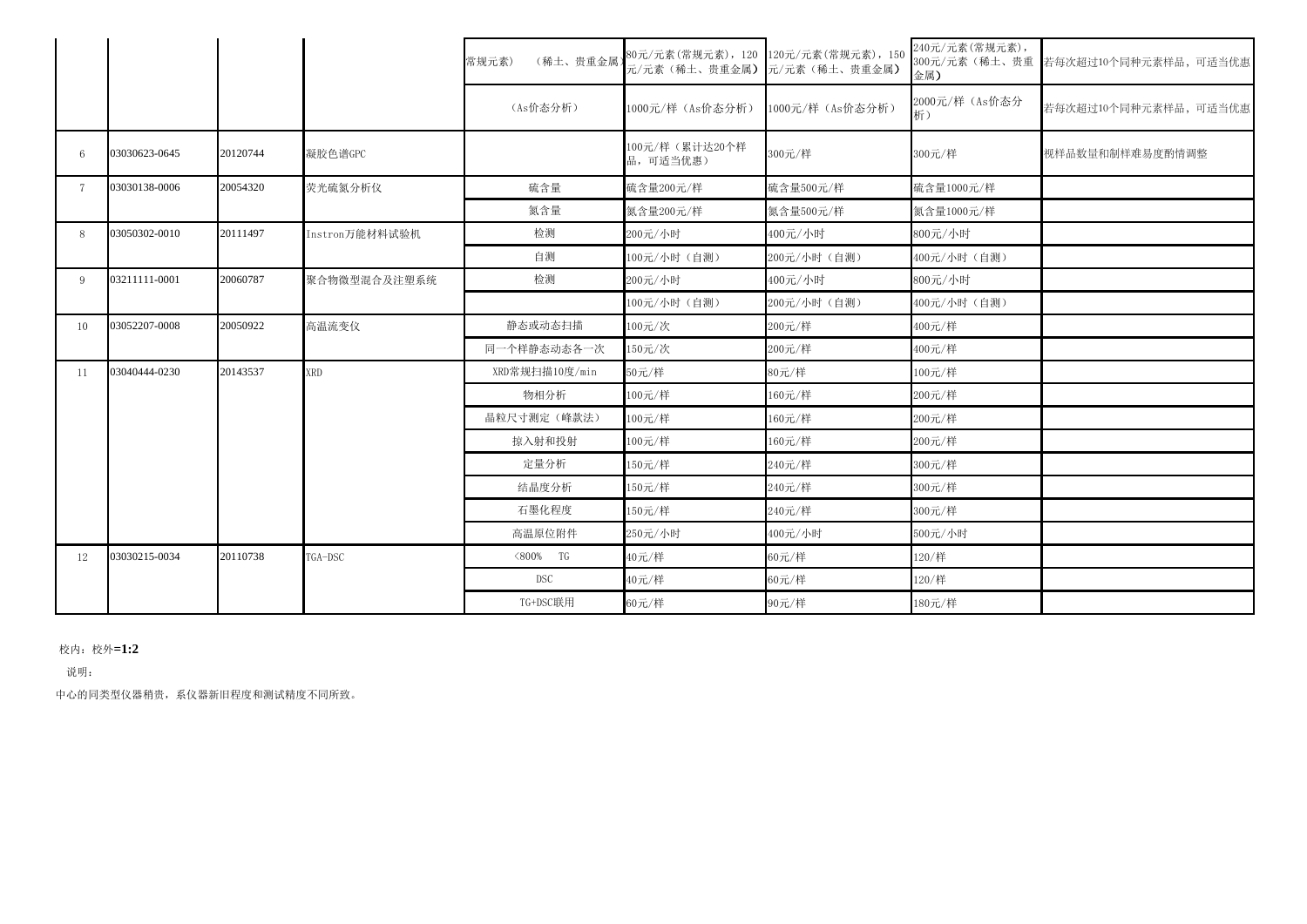| | | | | | | | | |
|---|---|---|---|---|---|---|---|---|
| | | | | 常规元素）　（稀土、贵重金属） | 80元/元素(常规元素)，120元/元素（稀土、贵重金属） | 120元/元素(常规元素)，150元/元素（稀土、贵重金属） | 240元/元素(常规元素)，300元/元素（稀土、贵重金属） | 若每次超过10个同种元素样品，可适当优惠 |
| | | | | （As价态分析） | 1000元/样（As价态分析） | 1000元/样（As价态分析） | 2000元/样（As价态分析） | 若每次超过10个同种元素样品，可适当优惠 |
| 6 | 03030623-0645 | 20120744 | 凝胶色谱GPC | | 100元/样（累计达20个样品，可适当优惠） | 300元/样 | 300元/样 | 视样品数量和制样难易度酌情调整 |
| 7 | 03030138-0006 | 20054320 | 荧光硫氮分析仪 | 硫含量 | 硫含量200元/样 | 硫含量500元/样 | 硫含量1000元/样 | |
| | | | | 氮含量 | 氮含量200元/样 | 氮含量500元/样 | 氮含量1000元/样 | |
| 8 | 03050302-0010 | 20111497 | Instron万能材料试验机 | 检测 | 200元/小时 | 400元/小时 | 800元/小时 | |
| | | | | 自测 | 100元/小时（自测） | 200元/小时（自测） | 400元/小时（自测） | |
| 9 | 03211111-0001 | 20060787 | 聚合物微型混合及注塑系统 | 检测 | 200元/小时 | 400元/小时 | 800元/小时 | |
| | | | | | 100元/小时（自测） | 200元/小时（自测） | 400元/小时（自测） | |
| 10 | 03052207-0008 | 20050922 | 高温流变仪 | 静态或动态扫描 | 100元/次 | 200元/样 | 400元/样 | |
| | | | | 同一个样静态动态各一次 | 150元/次 | 200元/样 | 400元/样 | |
| 11 | 03040444-0230 | 20143537 | XRD | XRD常规扫描10度/min | 50元/样 | 80元/样 | 100元/样 | |
| | | | | 物相分析 | 100元/样 | 160元/样 | 200元/样 | |
| | | | | 晶粒尺寸测定（峰款法） | 100元/样 | 160元/样 | 200元/样 | |
| | | | | 掠入射和投射 | 100元/样 | 160元/样 | 200元/样 | |
| | | | | 定量分析 | 150元/样 | 240元/样 | 300元/样 | |
| | | | | 结晶度分析 | 150元/样 | 240元/样 | 300元/样 | |
| | | | | 石墨化程度 | 150元/样 | 240元/样 | 300元/样 | |
| | | | | 高温原位附件 | 250元/小时 | 400元/小时 | 500元/小时 | |
| 12 | 03030215-0034 | 20110738 | TGA-DSC | <800%　TG | 40元/样 | 60元/样 | 120/样 | |
| | | | | DSC | 40元/样 | 60元/样 | 120/样 | |
| | | | | TG+DSC联用 | 60元/样 | 90元/样 | 180元/样 | |

校内：校外**=1:2**

说明：

中心的同类型仪器稍贵，系仪器新旧程度和测试精度不同所致。